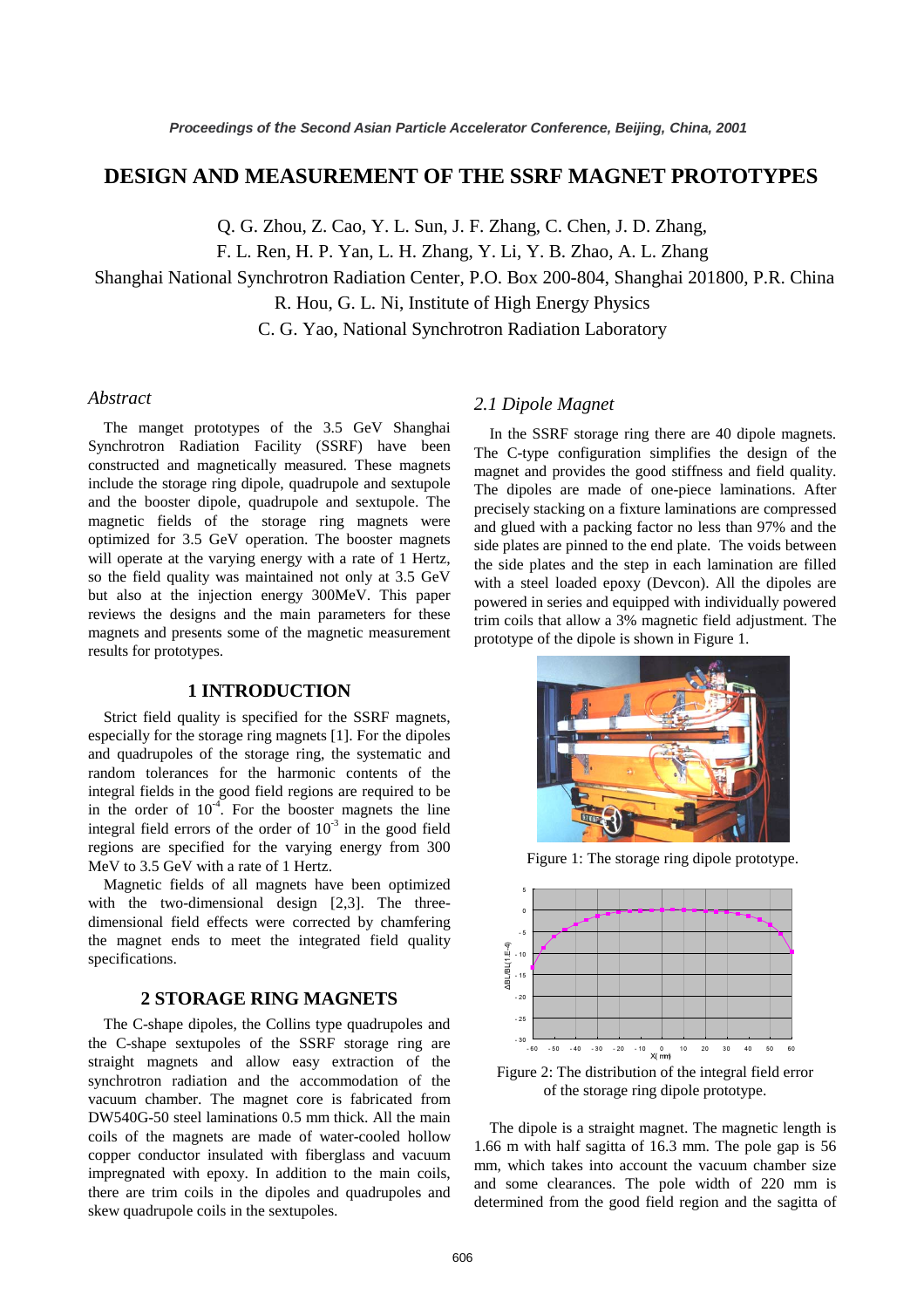# DESIGN AND MEASUREMENT OF THE SSRF MAGNET PROTOTYPES

Q. G. Zhou, Z. Cao, Y. L. Sun, J. F. Zhang, C. Chen, J. D. Zhang,
F. L. Ren, H. P. Yan, L. H. Zhang, Y. Li, Y. B. Zhao, A. L. Zhang
Shanghai National Synchrotron Radiation Center, P.O. Box 200-804, Shanghai 201800, P.R. China
R. Hou, G. L. Ni, Institute of High Energy Physics
C. G. Yao, National Synchrotron Radiation Laboratory

### *Abstract*

The manget prototypes of the 3.5 GeV Shanghai Synchrotron Radiation Facility (SSRF) have been constructed and magnetically measured. These magnets include the storage ring dipole, quadrupole and sextupole and the booster dipole, quadrupole and sextupole. The magnetic fields of the storage ring magnets were optimized for 3.5 GeV operation. The booster magnets will operate at the varying energy with a rate of 1 Hertz, so the field quality was maintained not only at 3.5 GeV but also at the injection energy 300MeV. This paper reviews the designs and the main parameters for these magnets and presents some of the magnetic measurement results for prototypes.

## 1 INTRODUCTION

Strict field quality is specified for the SSRF magnets, especially for the storage ring magnets [1]. For the dipoles and quadrupoles of the storage ring, the systematic and random tolerances for the harmonic contents of the integral fields in the good field regions are required to be in the order of $10^{-4}$. For the booster magnets the line integral field errors of the order of $10^{-3}$ in the good field regions are specified for the varying energy from 300 MeV to 3.5 GeV with a rate of 1 Hertz.

Magnetic fields of all magnets have been optimized with the two-dimensional design [2,3]. The three-dimensional field effects were corrected by chamfering the magnet ends to meet the integrated field quality specifications.

## 2 STORAGE RING MAGNETS

The C-shape dipoles, the Collins type quadrupoles and the C-shape sextupoles of the SSRF storage ring are straight magnets and allow easy extraction of the synchrotron radiation and the accommodation of the vacuum chamber. The magnet core is fabricated from DW540G-50 steel laminations 0.5 mm thick. All the main coils of the magnets are made of water-cooled hollow copper conductor insulated with fiberglass and vacuum impregnated with epoxy. In addition to the main coils, there are trim coils in the dipoles and quadrupoles and skew quadrupole coils in the sextupoles.

### *2.1 Dipole Magnet*

In the SSRF storage ring there are 40 dipole magnets. The C-type configuration simplifies the design of the magnet and provides the good stiffness and field quality. The dipoles are made of one-piece laminations. After precisely stacking on a fixture laminations are compressed and glued with a packing factor no less than 97% and the side plates are pinned to the end plate. The voids between the side plates and the step in each lamination are filled with a steel loaded epoxy (Devcon). All the dipoles are powered in series and equipped with individually powered trim coils that allow a 3% magnetic field adjustment. The prototype of the dipole is shown in Figure 1.

Figure 1: The storage ring dipole prototype.

Figure 2: The distribution of the integral field error of the storage ring dipole prototype.

The dipole is a straight magnet. The magnetic length is 1.66 m with half sagitta of 16.3 mm. The pole gap is 56 mm, which takes into account the vacuum chamber size and some clearances. The pole width of 220 mm is determined from the good field region and the sagitta of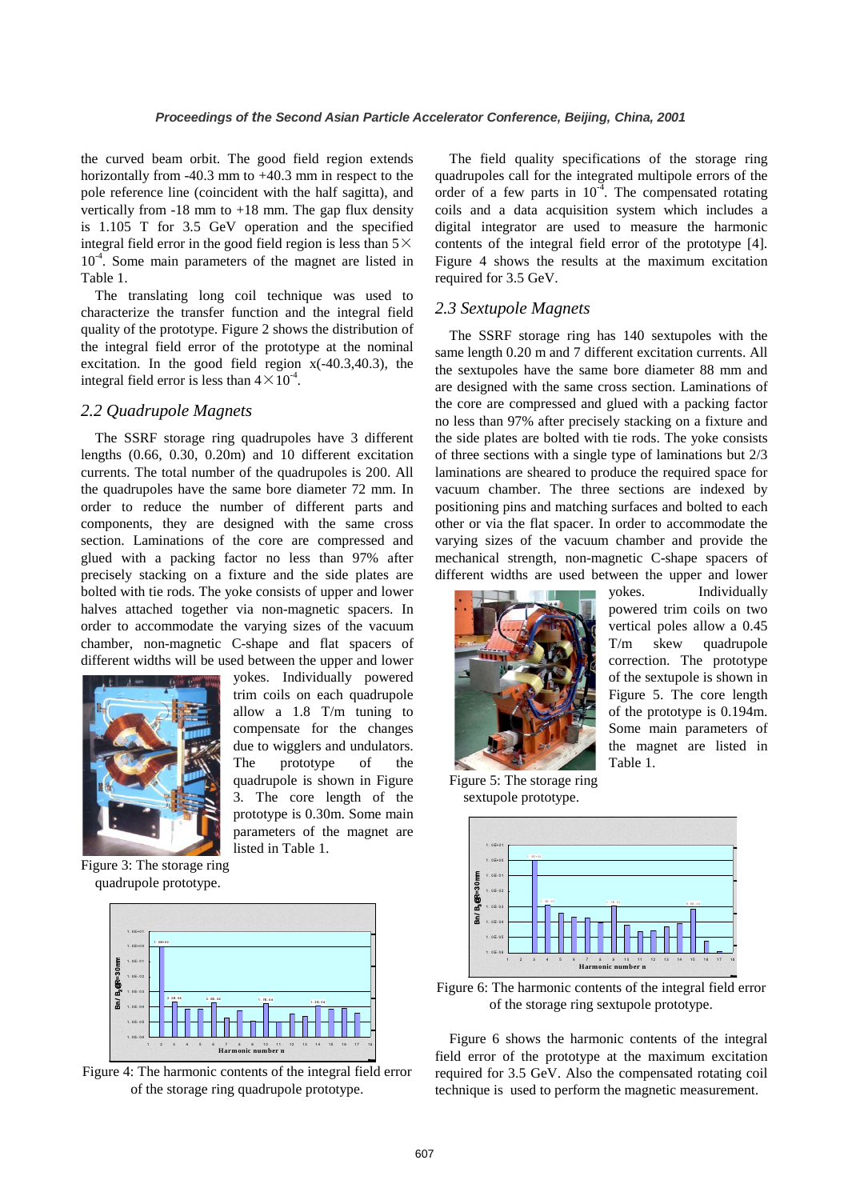the curved beam orbit. The good field region extends horizontally from -40.3 mm to +40.3 mm in respect to the pole reference line (coincident with the half sagitta), and vertically from -18 mm to +18 mm. The gap flux density is 1.105 T for 3.5 GeV operation and the specified integral field error in the good field region is less than $5\times10^{-4}$. Some main parameters of the magnet are listed in Table 1.

The translating long coil technique was used to characterize the transfer function and the integral field quality of the prototype. Figure 2 shows the distribution of the integral field error of the prototype at the nominal excitation. In the good field region x(-40.3,40.3), the integral field error is less than $4\times10^{-4}$.

## *2.2 Quadrupole Magnets*

The SSRF storage ring quadrupoles have 3 different lengths (0.66, 0.30, 0.20m) and 10 different excitation currents. The total number of the quadrupoles is 200. All the quadrupoles have the same bore diameter 72 mm. In order to reduce the number of different parts and components, they are designed with the same cross section. Laminations of the core are compressed and glued with a packing factor no less than 97% after precisely stacking on a fixture and the side plates are bolted with tie rods. The yoke consists of upper and lower halves attached together via non-magnetic spacers. In order to accommodate the varying sizes of the vacuum chamber, non-magnetic C-shape and flat spacers of different widths will be used between the upper and lower yokes. Individually powered trim coils on each quadrupole allow a 1.8 T/m tuning to compensate for the changes due to wigglers and undulators. The prototype of the quadrupole is shown in Figure 3. The core length of the prototype is 0.30m. Some main parameters of the magnet are listed in Table 1.

Figure 3: The storage ring quadrupole prototype.

Figure 4: The harmonic contents of the integral field error of the storage ring quadrupole prototype.

The field quality specifications of the storage ring quadrupoles call for the integrated multipole errors of the order of a few parts in $10^{-4}$. The compensated rotating coils and a data acquisition system which includes a digital integrator are used to measure the harmonic contents of the integral field error of the prototype [4]. Figure 4 shows the results at the maximum excitation required for 3.5 GeV.

## *2.3 Sextupole Magnets*

The SSRF storage ring has 140 sextupoles with the same length 0.20 m and 7 different excitation currents. All the sextupoles have the same bore diameter 88 mm and are designed with the same cross section. Laminations of the core are compressed and glued with a packing factor no less than 97% after precisely stacking on a fixture and the side plates are bolted with tie rods. The yoke consists of three sections with a single type of laminations but 2/3 laminations are sheared to produce the required space for vacuum chamber. The three sections are indexed by positioning pins and matching surfaces and bolted to each other or via the flat spacer. In order to accommodate the varying sizes of the vacuum chamber and provide the mechanical strength, non-magnetic C-shape spacers of different widths are used between the upper and lower yokes. Individually powered trim coils on two vertical poles allow a 0.45 T/m skew quadrupole correction. The prototype of the sextupole is shown in Figure 5. The core length of the prototype is 0.194m. Some main parameters of the magnet are listed in Table 1.

Figure 5: The storage ring sextupole prototype.

Figure 6: The harmonic contents of the integral field error of the storage ring sextupole prototype.

Figure 6 shows the harmonic contents of the integral field error of the prototype at the maximum excitation required for 3.5 GeV. Also the compensated rotating coil technique is used to perform the magnetic measurement.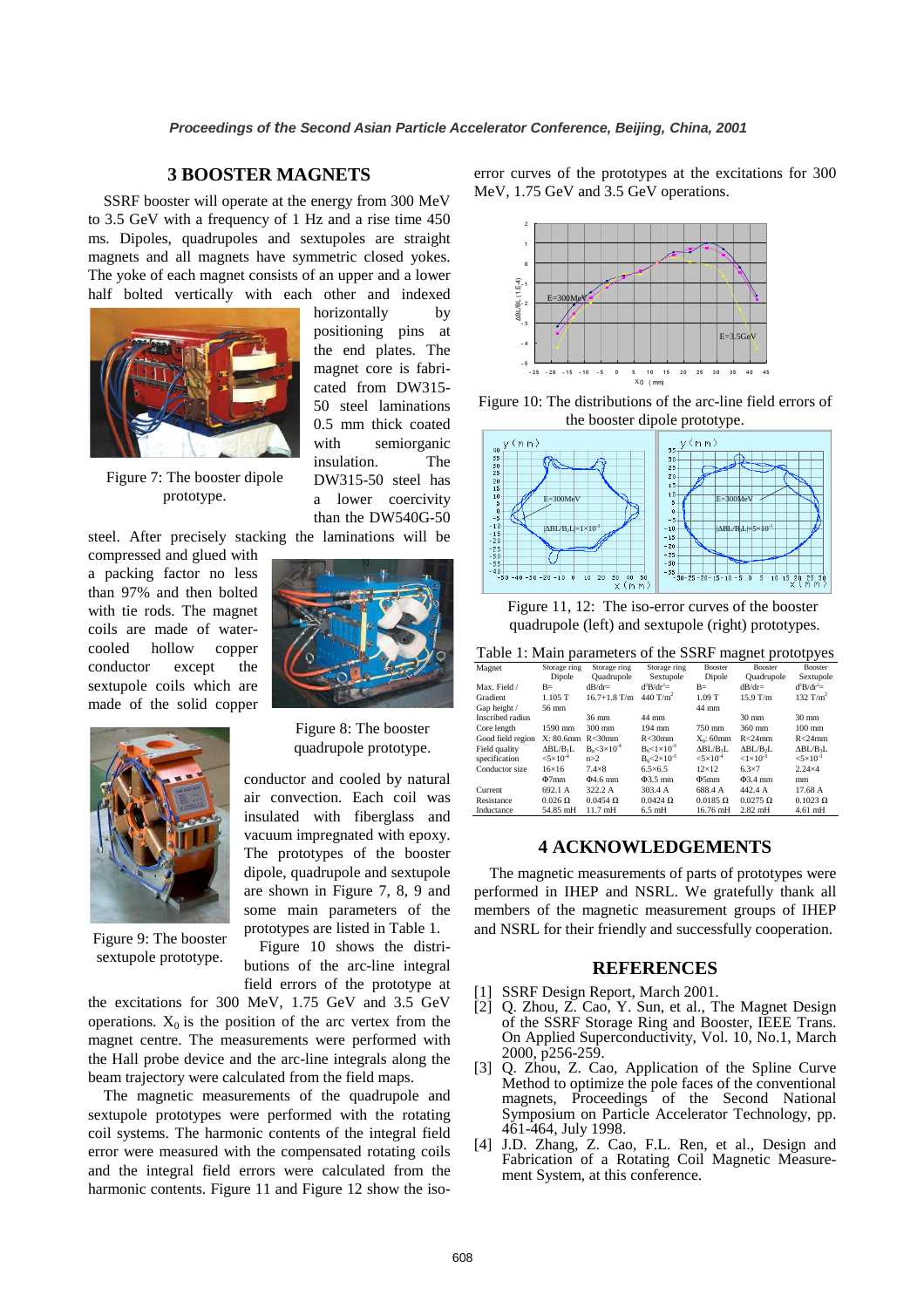## 3 BOOSTER MAGNETS

SSRF booster will operate at the energy from 300 MeV to 3.5 GeV with a frequency of 1 Hz and a rise time 450 ms. Dipoles, quadrupoles and sextupoles are straight magnets and all magnets have symmetric closed yokes. The yoke of each magnet consists of an upper and a lower half bolted vertically with each other and indexed horizontally by positioning pins at the end plates. The magnet core is fabricated from DW315-50 steel laminations 0.5 mm thick coated with semiorganic insulation. The DW315-50 steel has a lower coercivity than the DW540G-50 steel. After precisely stacking the laminations will be compressed and glued with a packing factor no less than 97% and then bolted with tie rods. The magnet coils are made of water-cooled hollow copper conductor except the sextupole coils which are made of the solid copper conductor and cooled by natural air convection. Each coil was insulated with fiberglass and vacuum impregnated with epoxy. The prototypes of the booster dipole, quadrupole and sextupole are shown in Figure 7, 8, 9 and some main parameters of the prototypes are listed in Table 1.

Figure 7: The booster dipole prototype.

Figure 8: The booster quadrupole prototype.

Figure 9: The booster sextupole prototype.

Figure 10 shows the distributions of the arc-line integral field errors of the prototype at the excitations for 300 MeV, 1.75 GeV and 3.5 GeV operations. $X_0$ is the position of the arc vertex from the magnet centre. The measurements were performed with the Hall probe device and the arc-line integrals along the beam trajectory were calculated from the field maps.

The magnetic measurements of the quadrupole and sextupole prototypes were performed with the rotating coil systems. The harmonic contents of the integral field error were measured with the compensated rotating coils and the integral field errors were calculated from the harmonic contents. Figure 11 and Figure 12 show the iso-error curves of the prototypes at the excitations for 300 MeV, 1.75 GeV and 3.5 GeV operations.

ΔBL/BL (1E-4)

E=300MeV

E=3.5GeV

X0 (mm)

Figure 10: The distributions of the arc-line field errors of the booster dipole prototype.

y (mm)

E=300MeV

|ΔBL/BₗL|=1×10⁻³

x (mm)

y (mm)

E=300MeV

|ΔBL/BₗL|=5×10⁻³

x (mm)

Figure 11, 12: The iso-error curves of the booster quadrupole (left) and sextupole (right) prototypes.

Table 1: Main parameters of the SSRF magnet prototypes

| Magnet | Storage ring Dipole | Storage ring Quadrupole | Storage ring Sextupole | Booster Dipole | Booster Quadrupole | Booster Sextupole |
|---|---|---|---|---|---|---|
| Max. Field / Gradient | B= 1.105 T | dB/dr= 16.7+1.8 T/m | $d^2B/dr^2$= 440 T/m$^2$ | B= 1.09 T | dB/dr= 15.9 T/m | $d^2B/dr^2$= 132 T/m$^2$ |
| Gap height / Inscribed radius | 56 mm | 36 mm | 44 mm | 44 mm | 30 mm | 30 mm |
| Core length | 1590 mm | 300 mm | 194 mm | 750 mm | 360 mm | 100 mm |
| Good field region | X: 80.6mm | R<30mm | R<30mm | $X_0$: 60mm | R<24mm | R<24mm |
| Field quality specification | $\Delta BL/B_1L$ $<5\times10^{-4}$ | $B_n<3\times10^{-4}$ n>2 | $B_n<1\times10^{-3}$ $B_9<2\times10^{-3}$ | $\Delta BL/B_1L$ $<5\times10^{-4}$ | $\Delta BL/B_1L$ $<1\times10^{-3}$ | $\Delta BL/B_1L$ $<5\times10^{-3}$ |
| Conductor size | 16×16 Φ7mm | 7.4×8 Φ4.6 mm | 6.5×6.5 Φ3.5 mm | 12×12 Φ5mm | 6.3×7 Φ3.4 mm | 2.24×4 mm |
| Current | 692.1 A | 322.2 A | 303.4 A | 688.4 A | 442.4 A | 17.68 A |
| Resistance | 0.026 Ω | 0.0454 Ω | 0.0424 Ω | 0.0185 Ω | 0.0275 Ω | 0.1023 Ω |
| Inductance | 54.85 mH | 11.7 mH | 6.5 mH | 16.76 mH | 2.82 mH | 4.61 mH |

## 4 ACKNOWLEDGEMENTS

The magnetic measurements of parts of prototypes were performed in IHEP and NSRL. We gratefully thank all members of the magnetic measurement groups of IHEP and NSRL for their friendly and successfully cooperation.

## REFERENCES

[1] SSRF Design Report, March 2001.

[2] Q. Zhou, Z. Cao, Y. Sun, et al., The Magnet Design of the SSRF Storage Ring and Booster, IEEE Trans. On Applied Superconductivity, Vol. 10, No.1, March 2000, p256-259.

[3] Q. Zhou, Z. Cao, Application of the Spline Curve Method to optimize the pole faces of the conventional magnets, Proceedings of the Second National Symposium on Particle Accelerator Technology, pp. 461-464, July 1998.

[4] J.D. Zhang, Z. Cao, F.L. Ren, et al., Design and Fabrication of a Rotating Coil Magnetic Measurement System, at this conference.